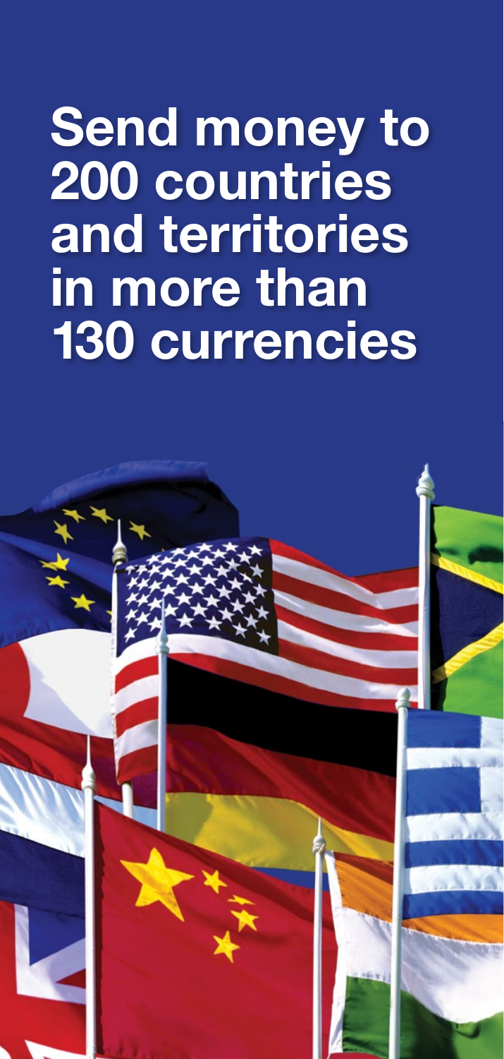# Send money to 200 countries and territories in more than 130 currencies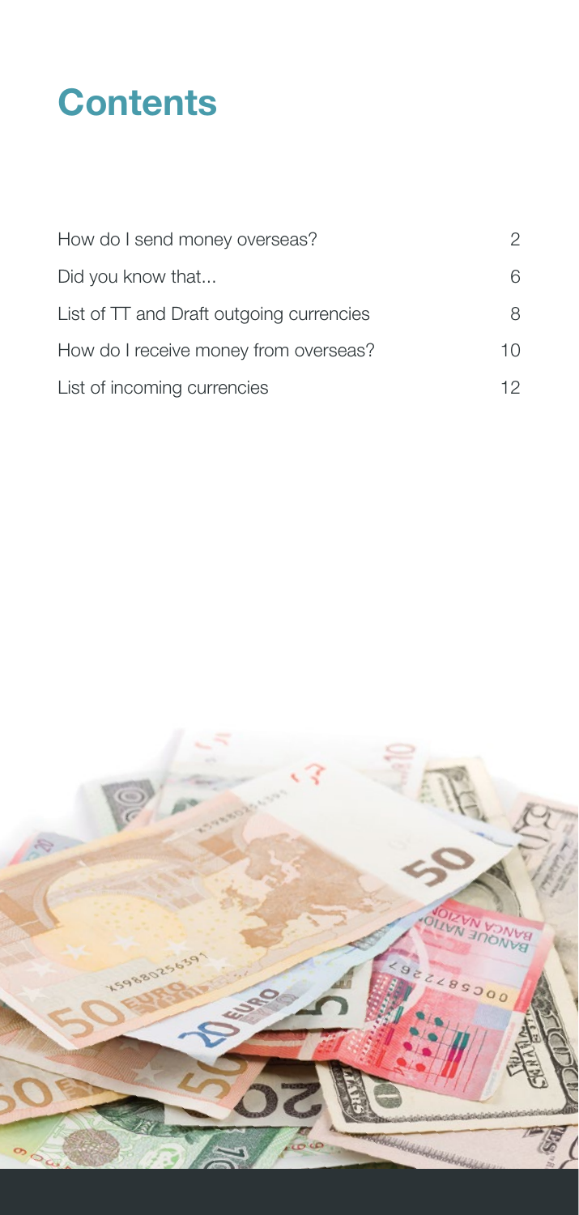# Contents

| | |
|---|---|
| How do I send money overseas? | 2 |
| Did you know that... | 6 |
| List of TT and Draft outgoing currencies | 8 |
| How do I receive money from overseas? | 10 |
| List of incoming currencies | 12 |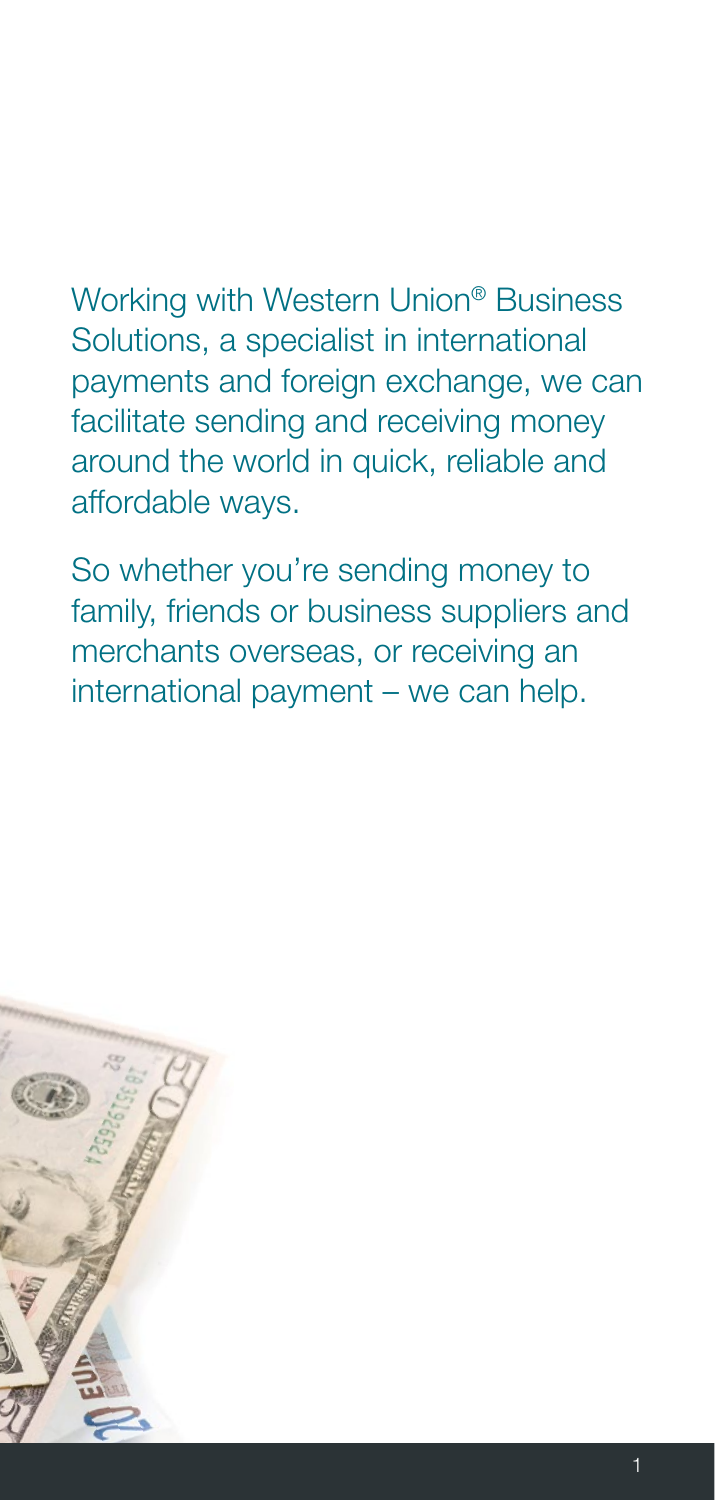Working with Western Union® Business Solutions, a specialist in international payments and foreign exchange, we can facilitate sending and receiving money around the world in quick, reliable and affordable ways.

So whether you're sending money to family, friends or business suppliers and merchants overseas, or receiving an international payment – we can help.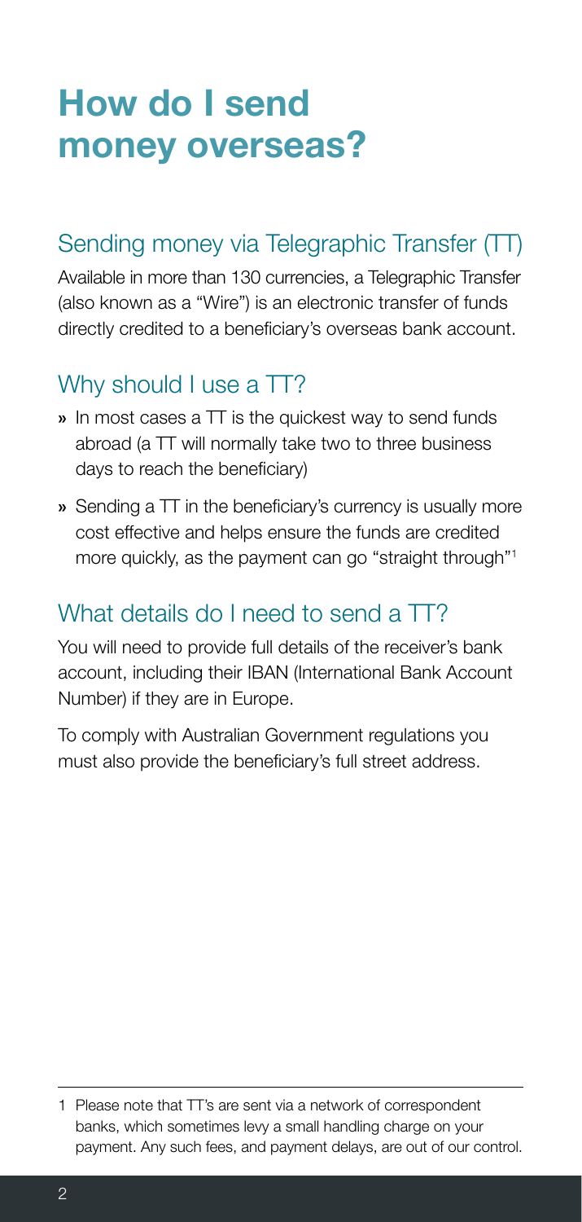# How do I send money overseas?

## Sending money via Telegraphic Transfer (TT)

Available in more than 130 currencies, a Telegraphic Transfer (also known as a "Wire") is an electronic transfer of funds directly credited to a beneficiary's overseas bank account.

## Why should I use a TT?

- In most cases a TT is the quickest way to send funds abroad (a TT will normally take two to three business days to reach the beneficiary)
- Sending a TT in the beneficiary's currency is usually more cost effective and helps ensure the funds are credited more quickly, as the payment can go "straight through"[1]

## What details do I need to send a TT?

You will need to provide full details of the receiver's bank account, including their IBAN (International Bank Account Number) if they are in Europe.

To comply with Australian Government regulations you must also provide the beneficiary's full street address.

---

1 Please note that TT's are sent via a network of correspondent banks, which sometimes levy a small handling charge on your payment. Any such fees, and payment delays, are out of our control.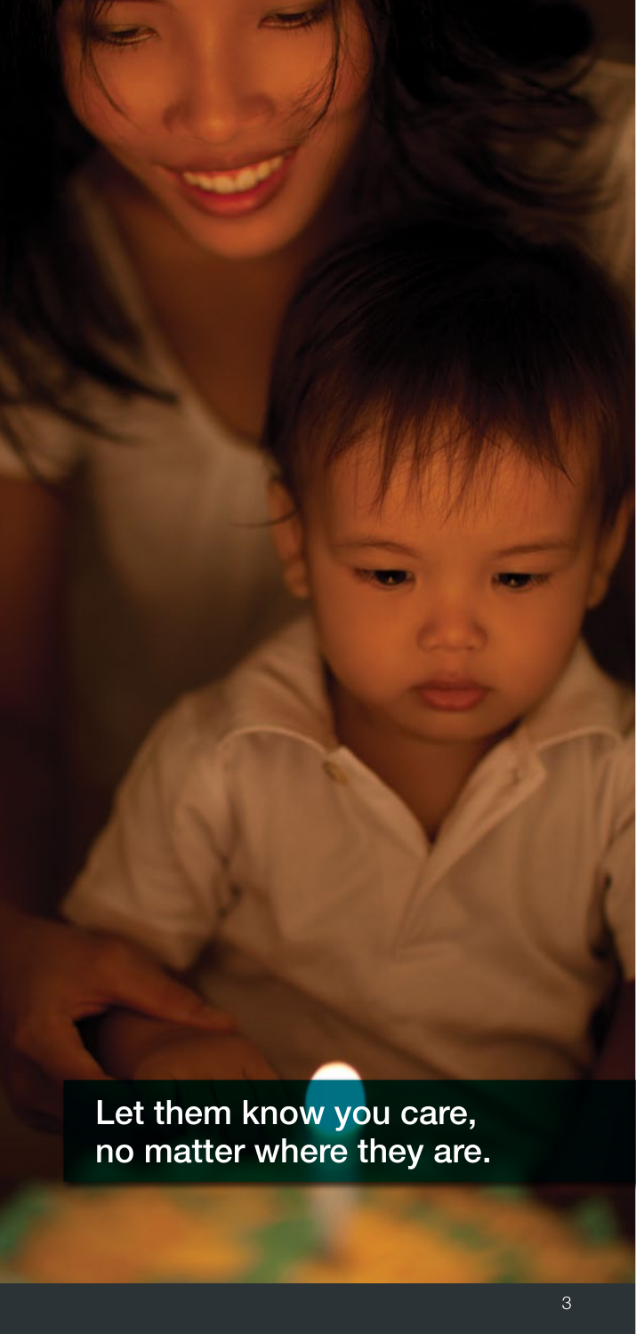Let them know you care,
no matter where they are.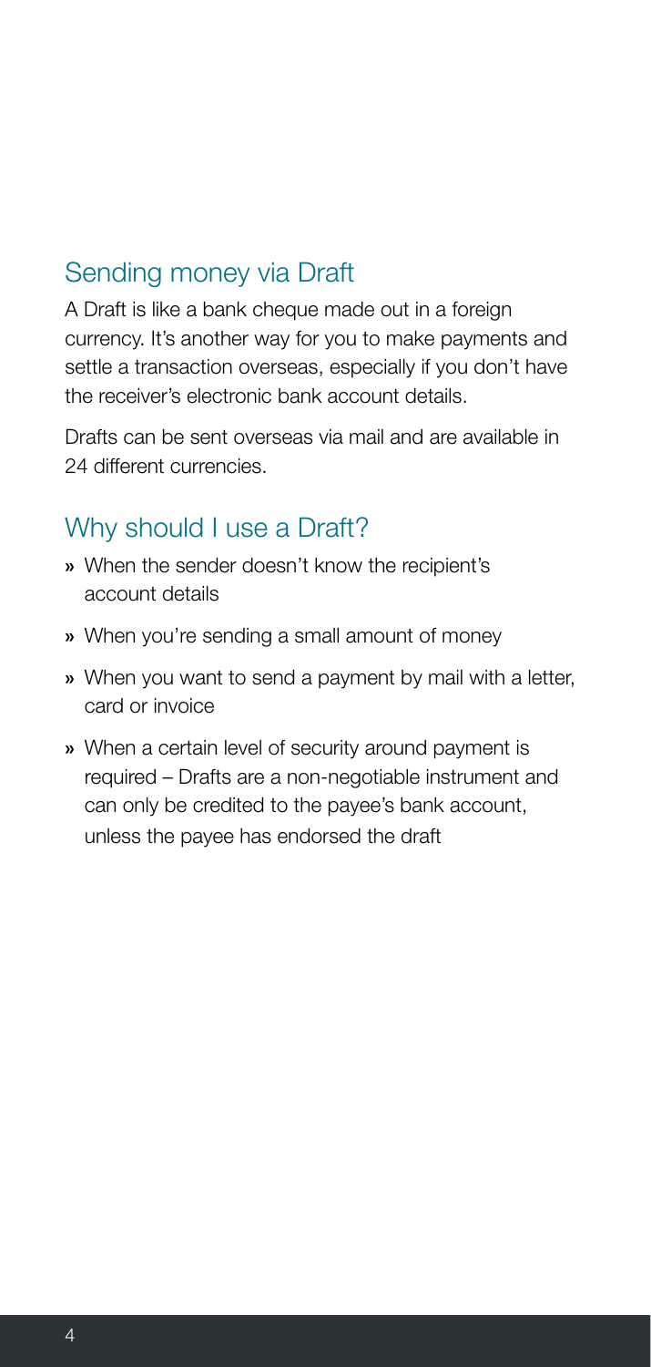## Sending money via Draft

A Draft is like a bank cheque made out in a foreign currency. It's another way for you to make payments and settle a transaction overseas, especially if you don't have the receiver's electronic bank account details.

Drafts can be sent overseas via mail and are available in 24 different currencies.

## Why should I use a Draft?

- When the sender doesn't know the recipient's account details
- When you're sending a small amount of money
- When you want to send a payment by mail with a letter, card or invoice
- When a certain level of security around payment is required – Drafts are a non-negotiable instrument and can only be credited to the payee's bank account, unless the payee has endorsed the draft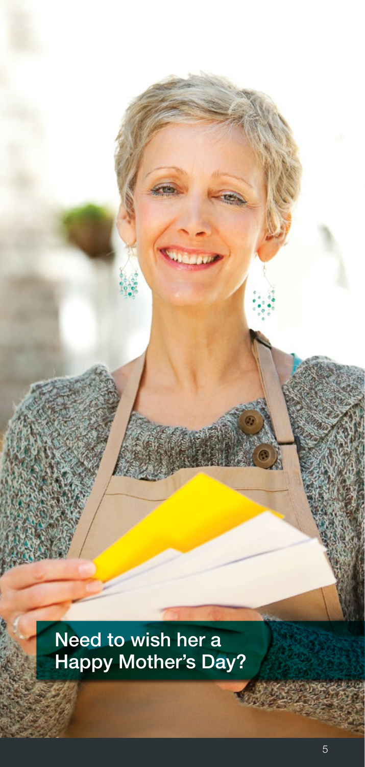Need to wish her a Happy Mother's Day?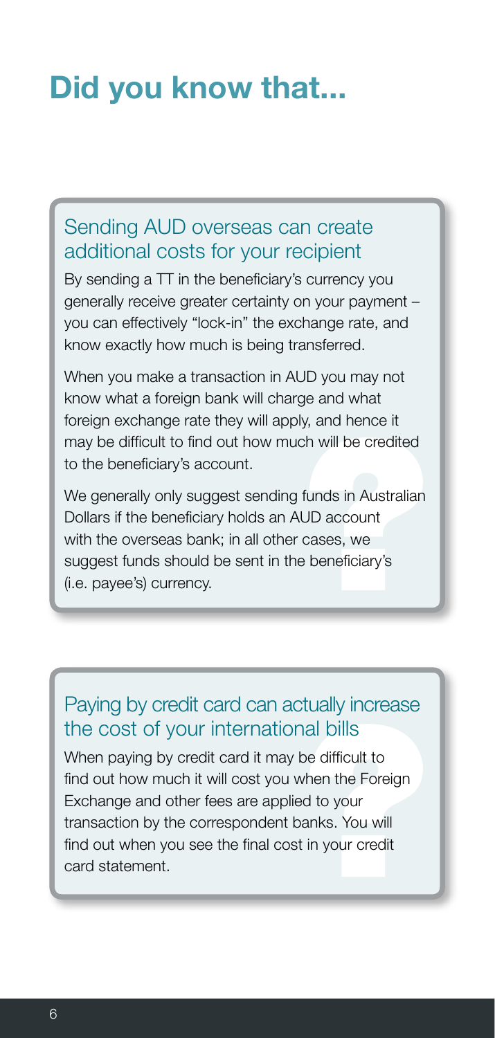# Did you know that...

## Sending AUD overseas can create additional costs for your recipient

By sending a TT in the beneficiary's currency you generally receive greater certainty on your payment – you can effectively "lock-in" the exchange rate, and know exactly how much is being transferred.

When you make a transaction in AUD you may not know what a foreign bank will charge and what foreign exchange rate they will apply, and hence it may be difficult to find out how much will be credited to the beneficiary's account.

We generally only suggest sending funds in Australian Dollars if the beneficiary holds an AUD account with the overseas bank; in all other cases, we suggest funds should be sent in the beneficiary's (i.e. payee's) currency.

## Paying by credit card can actually increase the cost of your international bills

When paying by credit card it may be difficult to find out how much it will cost you when the Foreign Exchange and other fees are applied to your transaction by the correspondent banks. You will find out when you see the final cost in your credit card statement.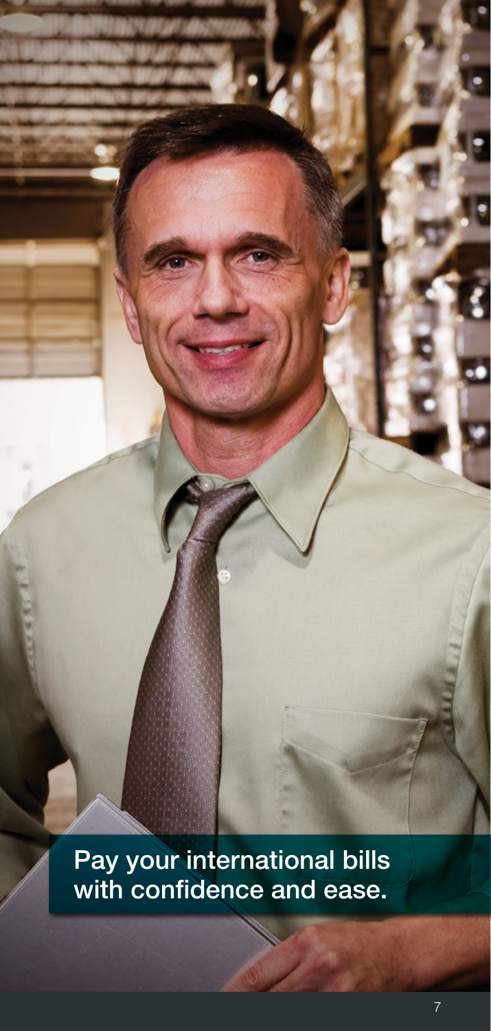Pay your international bills with confidence and ease.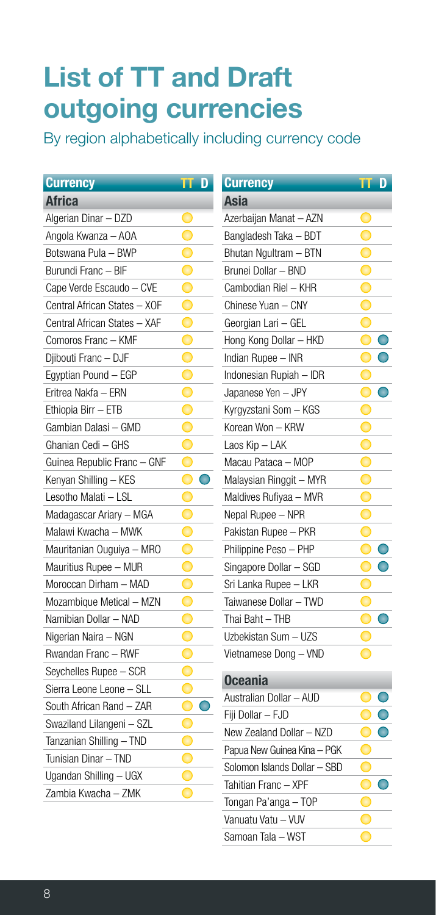# List of TT and Draft outgoing currencies

By region alphabetically including currency code

| Currency | TT | D |
|---|---|---|
| **Africa** | | |
| Algerian Dinar – DZD | ● | |
| Angola Kwanza – AOA | ● | |
| Botswana Pula – BWP | ● | |
| Burundi Franc – BIF | ● | |
| Cape Verde Escaudo – CVE | ● | |
| Central African States – XOF | ● | |
| Central African States – XAF | ● | |
| Comoros Franc – KMF | ● | |
| Djibouti Franc – DJF | ● | |
| Egyptian Pound – EGP | ● | |
| Eritrea Nakfa – ERN | ● | |
| Ethiopia Birr – ETB | ● | |
| Gambian Dalasi – GMD | ● | |
| Ghanian Cedi – GHS | ● | |
| Guinea Republic Franc – GNF | ● | |
| Kenyan Shilling – KES | ● | ● |
| Lesotho Malati – LSL | ● | |
| Madagascar Ariary – MGA | ● | |
| Malawi Kwacha – MWK | ● | |
| Mauritanian Ouguiya – MRO | ● | |
| Mauritius Rupee – MUR | ● | |
| Moroccan Dirham – MAD | ● | |
| Mozambique Metical – MZN | ● | |
| Namibian Dollar – NAD | ● | |
| Nigerian Naira – NGN | ● | |
| Rwandan Franc – RWF | ● | |
| Seychelles Rupee – SCR | ● | |
| Sierra Leone Leone – SLL | ● | |
| South African Rand – ZAR | ● | ● |
| Swaziland Lilangeni – SZL | ● | |
| Tanzanian Shilling – TND | ● | |
| Tunisian Dinar – TND | ● | |
| Ugandan Shilling – UGX | ● | |
| Zambia Kwacha – ZMK | ● | |

| Currency | TT | D |
|---|---|---|
| **Asia** | | |
| Azerbaijan Manat – AZN | ● | |
| Bangladesh Taka – BDT | ● | |
| Bhutan Ngultram – BTN | ● | |
| Brunei Dollar – BND | ● | |
| Cambodian Riel – KHR | ● | |
| Chinese Yuan – CNY | ● | |
| Georgian Lari – GEL | ● | |
| Hong Kong Dollar – HKD | ● | ● |
| Indian Rupee – INR | ● | ● |
| Indonesian Rupiah – IDR | ● | |
| Japanese Yen – JPY | ● | ● |
| Kyrgyzstani Som – KGS | ● | |
| Korean Won – KRW | ● | |
| Laos Kip – LAK | ● | |
| Macau Pataca – MOP | ● | |
| Malaysian Ringgit – MYR | ● | |
| Maldives Rufiyaa – MVR | ● | |
| Nepal Rupee – NPR | ● | |
| Pakistan Rupee – PKR | ● | |
| Philippine Peso – PHP | ● | ● |
| Singapore Dollar – SGD | ● | ● |
| Sri Lanka Rupee – LKR | ● | |
| Taiwanese Dollar – TWD | ● | |
| Thai Baht – THB | ● | ● |
| Uzbekistan Sum – UZS | ● | |
| Vietnamese Dong – VND | ● | |
| **Oceania** | | |
| Australian Dollar – AUD | ● | ● |
| Fiji Dollar – FJD | ● | ● |
| New Zealand Dollar – NZD | ● | ● |
| Papua New Guinea Kina – PGK | ● | |
| Solomon Islands Dollar – SBD | ● | |
| Tahitian Franc – XPF | ● | ● |
| Tongan Pa'anga – TOP | ● | |
| Vanuatu Vatu – VUV | ● | |
| Samoan Tala – WST | ● | |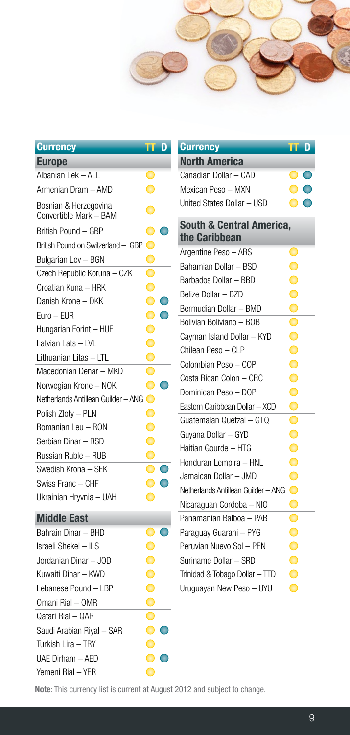| Currency | TT | D |
|---|---|---|
| **Europe** | | |
| Albanian Lek – ALL | ● | |
| Armenian Dram – AMD | ● | |
| Bosnian & Herzegovina Convertible Mark – BAM | ● | |
| British Pound – GBP | ● | ● |
| British Pound on Switzerland – GBP | ● | |
| Bulgarian Lev – BGN | ● | |
| Czech Republic Koruna – CZK | ● | |
| Croatian Kuna – HRK | ● | |
| Danish Krone – DKK | ● | ● |
| Euro – EUR | ● | ● |
| Hungarian Forint – HUF | ● | |
| Latvian Lats – LVL | ● | |
| Lithuanian Litas – LTL | ● | |
| Macedonian Denar – MKD | ● | |
| Norwegian Krone – NOK | ● | ● |
| Netherlands Antillean Guilder – ANG | ● | |
| Polish Zloty – PLN | ● | |
| Romanian Leu – RON | ● | |
| Serbian Dinar – RSD | ● | |
| Russian Ruble – RUB | ● | |
| Swedish Krona – SEK | ● | ● |
| Swiss Franc – CHF | ● | ● |
| Ukrainian Hryvnia – UAH | ● | |
| **Middle East** | | |
| Bahrain Dinar – BHD | ● | ● |
| Israeli Shekel – ILS | ● | |
| Jordanian Dinar – JOD | ● | |
| Kuwaiti Dinar – KWD | ● | |
| Lebanese Pound – LBP | ● | |
| Omani Rial – OMR | ● | |
| Qatari Rial – QAR | ● | |
| Saudi Arabian Riyal – SAR | ● | ● |
| Turkish Lira – TRY | ● | |
| UAE Dirham – AED | ● | ● |
| Yemeni Rial – YER | ● | |

| Currency | TT | D |
|---|---|---|
| **North America** | | |
| Canadian Dollar – CAD | ● | ● |
| Mexican Peso – MXN | ● | ● |
| United States Dollar – USD | ● | ● |
| **South & Central America, the Caribbean** | | |
| Argentine Peso – ARS | ● | |
| Bahamian Dollar – BSD | ● | |
| Barbados Dollar – BBD | ● | |
| Belize Dollar – BZD | ● | |
| Bermudian Dollar – BMD | ● | |
| Bolivian Boliviano – BOB | ● | |
| Cayman Island Dollar – KYD | ● | |
| Chilean Peso – CLP | ● | |
| Colombian Peso – COP | ● | |
| Costa Rican Colon – CRC | ● | |
| Dominican Peso – DOP | ● | |
| Eastern Caribbean Dollar – XCD | ● | |
| Guatemalan Quetzal – GTQ | ● | |
| Guyana Dollar – GYD | ● | |
| Haitian Gourde – HTG | ● | |
| Honduran Lempira – HNL | ● | |
| Jamaican Dollar – JMD | ● | |
| Netherlands Antillean Guilder – ANG | ● | |
| Nicaraguan Cordoba – NIO | ● | |
| Panamanian Balboa – PAB | ● | |
| Paraguay Guarani – PYG | ● | |
| Peruvian Nuevo Sol – PEN | ● | |
| Suriname Dollar – SRD | ● | |
| Trinidad & Tobago Dollar – TTD | ● | |
| Uruguayan New Peso – UYU | ● | |

**Note**: This currency list is current at August 2012 and subject to change.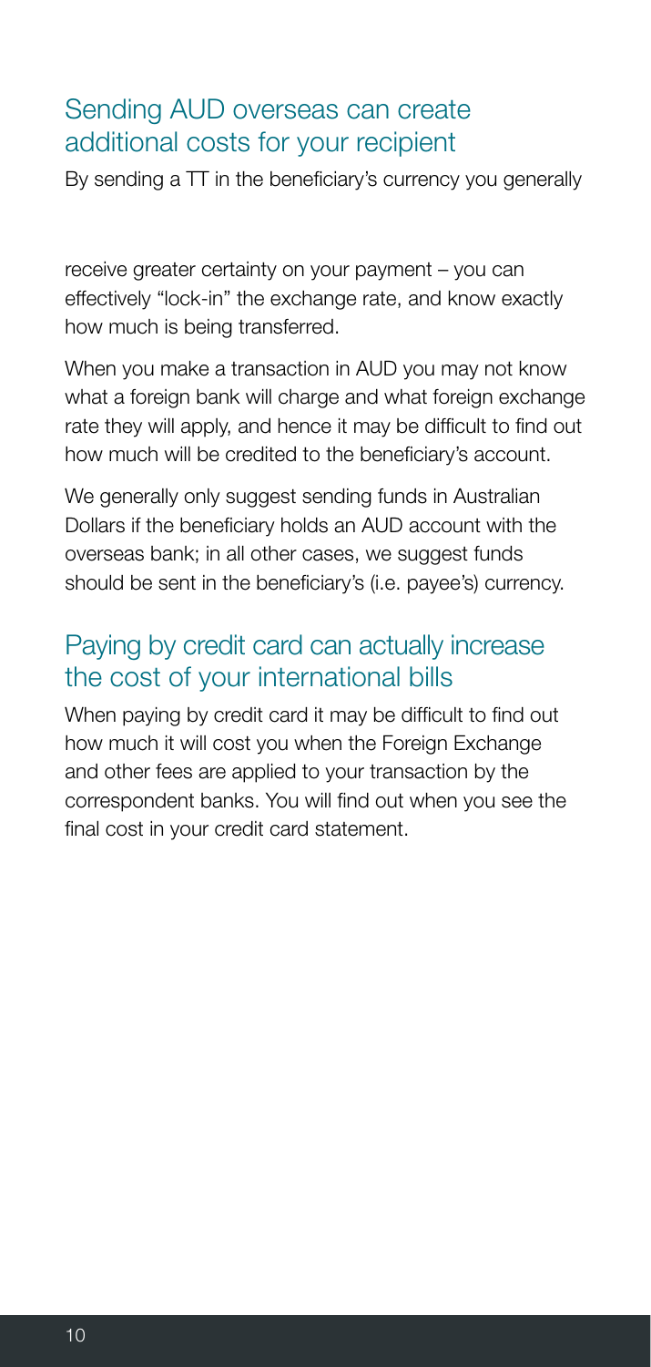## Sending AUD overseas can create additional costs for your recipient

By sending a TT in the beneficiary's currency you generally receive greater certainty on your payment – you can effectively "lock-in" the exchange rate, and know exactly how much is being transferred.

When you make a transaction in AUD you may not know what a foreign bank will charge and what foreign exchange rate they will apply, and hence it may be difficult to find out how much will be credited to the beneficiary's account.

We generally only suggest sending funds in Australian Dollars if the beneficiary holds an AUD account with the overseas bank; in all other cases, we suggest funds should be sent in the beneficiary's (i.e. payee's) currency.

## Paying by credit card can actually increase the cost of your international bills

When paying by credit card it may be difficult to find out how much it will cost you when the Foreign Exchange and other fees are applied to your transaction by the correspondent banks. You will find out when you see the final cost in your credit card statement.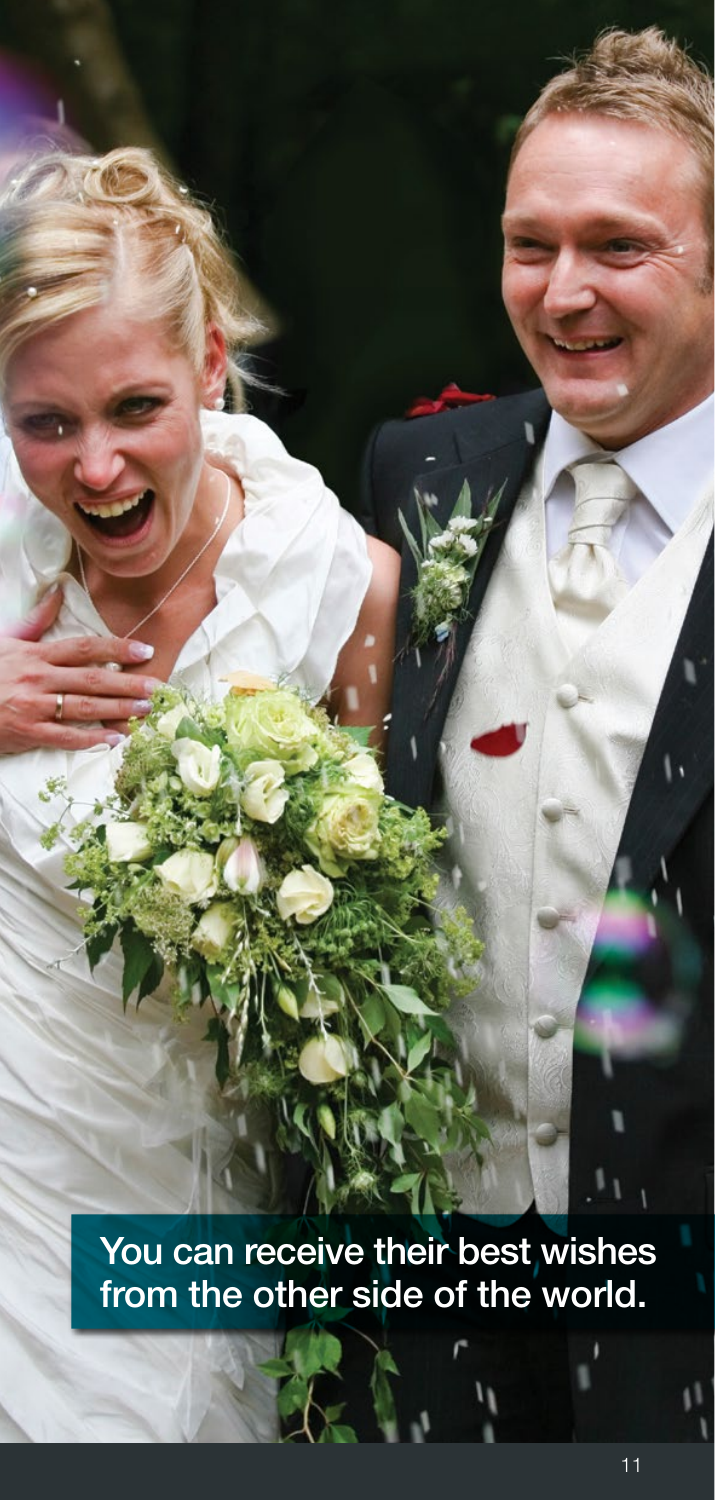You can receive their best wishes from the other side of the world.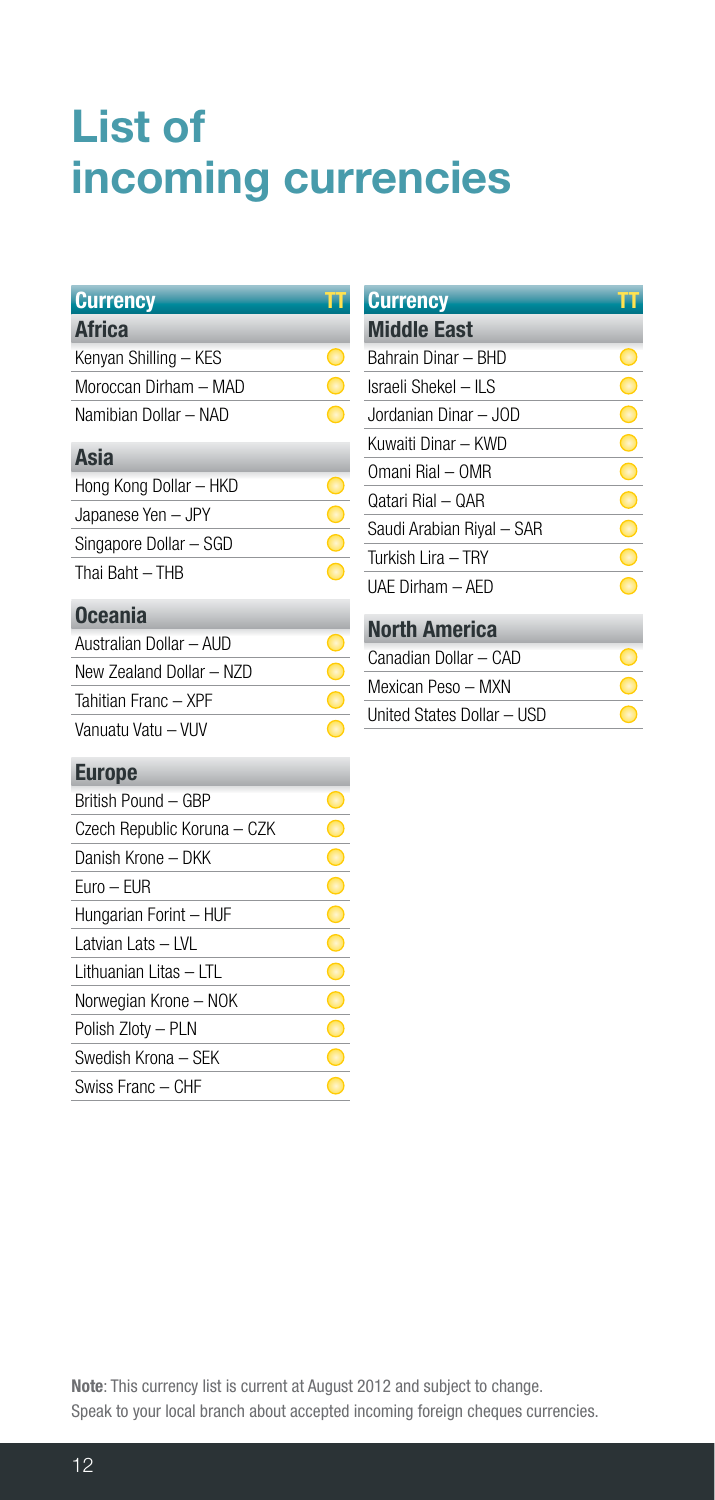# List of incoming currencies

| Currency | TT |
|---|---|
| **Africa** | |
| Kenyan Shilling – KES | ○ |
| Moroccan Dirham – MAD | ○ |
| Namibian Dollar – NAD | ○ |
| **Asia** | |
| Hong Kong Dollar – HKD | ○ |
| Japanese Yen – JPY | ○ |
| Singapore Dollar – SGD | ○ |
| Thai Baht – THB | ○ |
| **Oceania** | |
| Australian Dollar – AUD | ○ |
| New Zealand Dollar – NZD | ○ |
| Tahitian Franc – XPF | ○ |
| Vanuatu Vatu – VUV | ○ |
| **Europe** | |
| British Pound – GBP | ○ |
| Czech Republic Koruna – CZK | ○ |
| Danish Krone – DKK | ○ |
| Euro – EUR | ○ |
| Hungarian Forint – HUF | ○ |
| Latvian Lats – LVL | ○ |
| Lithuanian Litas – LTL | ○ |
| Norwegian Krone – NOK | ○ |
| Polish Zloty – PLN | ○ |
| Swedish Krona – SEK | ○ |
| Swiss Franc – CHF | ○ |

| Currency | TT |
|---|---|
| **Middle East** | |
| Bahrain Dinar – BHD | ○ |
| Israeli Shekel – ILS | ○ |
| Jordanian Dinar – JOD | ○ |
| Kuwaiti Dinar – KWD | ○ |
| Omani Rial – OMR | ○ |
| Qatari Rial – QAR | ○ |
| Saudi Arabian Riyal – SAR | ○ |
| Turkish Lira – TRY | ○ |
| UAE Dirham – AED | ○ |
| **North America** | |
| Canadian Dollar – CAD | ○ |
| Mexican Peso – MXN | ○ |
| United States Dollar – USD | ○ |

**Note**: This currency list is current at August 2012 and subject to change.
Speak to your local branch about accepted incoming foreign cheques currencies.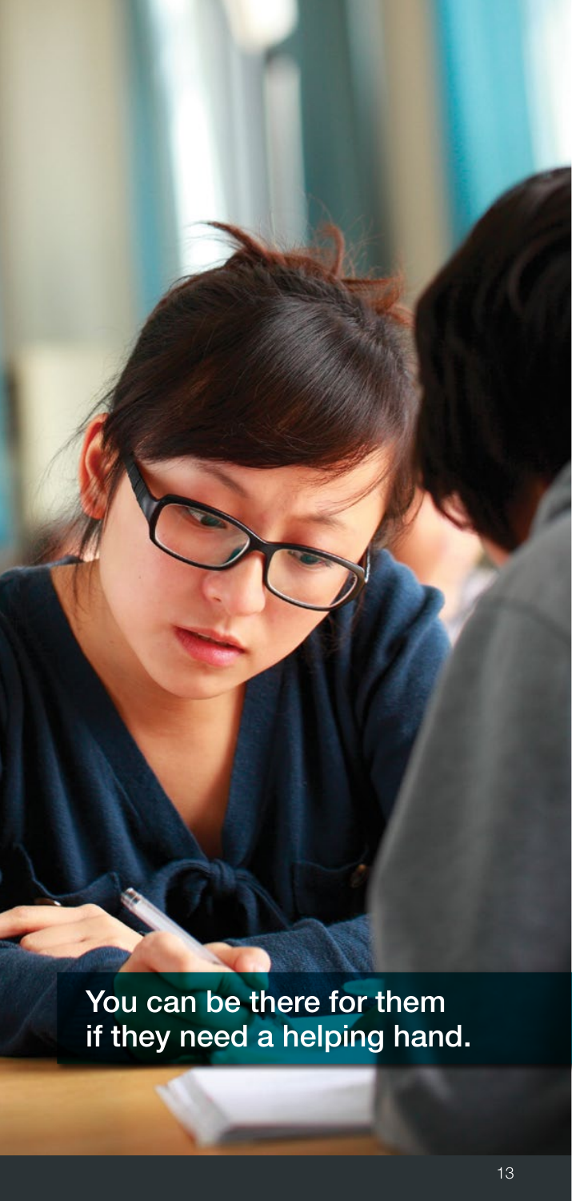You can be there for them if they need a helping hand.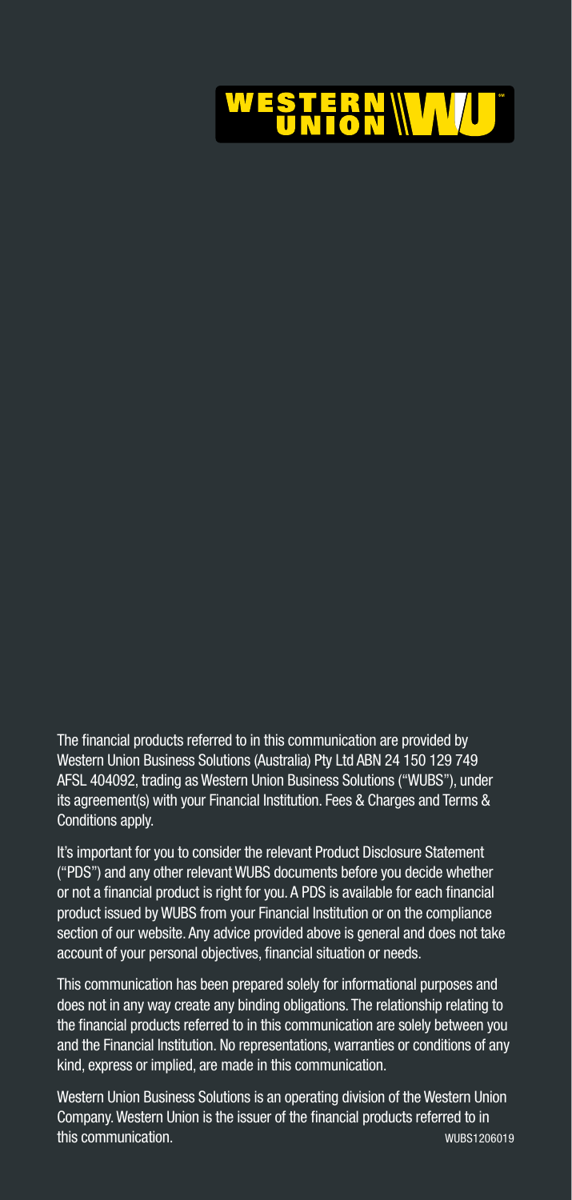WESTERN UNION WU

The financial products referred to in this communication are provided by Western Union Business Solutions (Australia) Pty Ltd ABN 24 150 129 749 AFSL 404092, trading as Western Union Business Solutions ("WUBS"), under its agreement(s) with your Financial Institution. Fees & Charges and Terms & Conditions apply.

It's important for you to consider the relevant Product Disclosure Statement ("PDS") and any other relevant WUBS documents before you decide whether or not a financial product is right for you. A PDS is available for each financial product issued by WUBS from your Financial Institution or on the compliance section of our website. Any advice provided above is general and does not take account of your personal objectives, financial situation or needs.

This communication has been prepared solely for informational purposes and does not in any way create any binding obligations. The relationship relating to the financial products referred to in this communication are solely between you and the Financial Institution. No representations, warranties or conditions of any kind, express or implied, are made in this communication.

Western Union Business Solutions is an operating division of the Western Union Company. Western Union is the issuer of the financial products referred to in this communication.

WUBS1206019